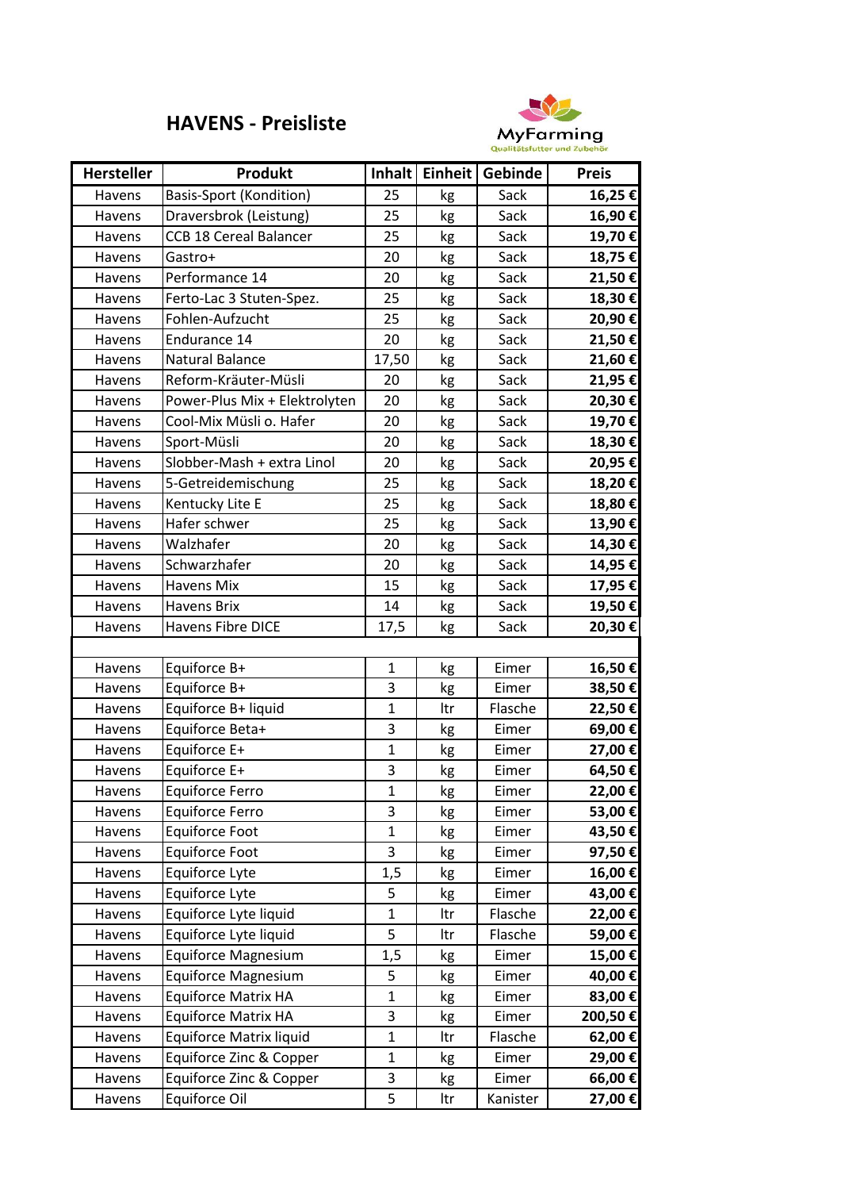# HAVENS - Preisliste

MyFarming
Qualitätsfutter und Zubehör

| Hersteller | Produkt | Inhalt | Einheit | Gebinde | Preis |
|---|---|---|---|---|---|
| Havens | Basis-Sport (Kondition) | 25 | kg | Sack | **16,25 €** |
| Havens | Draversbrok (Leistung) | 25 | kg | Sack | **16,90 €** |
| Havens | CCB 18 Cereal Balancer | 25 | kg | Sack | **19,70 €** |
| Havens | Gastro+ | 20 | kg | Sack | **18,75 €** |
| Havens | Performance 14 | 20 | kg | Sack | **21,50 €** |
| Havens | Ferto-Lac 3 Stuten-Spez. | 25 | kg | Sack | **18,30 €** |
| Havens | Fohlen-Aufzucht | 25 | kg | Sack | **20,90 €** |
| Havens | Endurance 14 | 20 | kg | Sack | **21,50 €** |
| Havens | Natural Balance | 17,50 | kg | Sack | **21,60 €** |
| Havens | Reform-Kräuter-Müsli | 20 | kg | Sack | **21,95 €** |
| Havens | Power-Plus Mix + Elektrolyten | 20 | kg | Sack | **20,30 €** |
| Havens | Cool-Mix Müsli o. Hafer | 20 | kg | Sack | **19,70 €** |
| Havens | Sport-Müsli | 20 | kg | Sack | **18,30 €** |
| Havens | Slobber-Mash + extra Linol | 20 | kg | Sack | **20,95 €** |
| Havens | 5-Getreidemischung | 25 | kg | Sack | **18,20 €** |
| Havens | Kentucky Lite E | 25 | kg | Sack | **18,80 €** |
| Havens | Hafer schwer | 25 | kg | Sack | **13,90 €** |
| Havens | Walzhafer | 20 | kg | Sack | **14,30 €** |
| Havens | Schwarzhafer | 20 | kg | Sack | **14,95 €** |
| Havens | Havens Mix | 15 | kg | Sack | **17,95 €** |
| Havens | Havens Brix | 14 | kg | Sack | **19,50 €** |
| Havens | Havens Fibre DICE | 17,5 | kg | Sack | **20,30 €** |
| | | | | | |
| Havens | Equiforce B+ | 1 | kg | Eimer | **16,50 €** |
| Havens | Equiforce B+ | 3 | kg | Eimer | **38,50 €** |
| Havens | Equiforce B+ liquid | 1 | ltr | Flasche | **22,50 €** |
| Havens | Equiforce Beta+ | 3 | kg | Eimer | **69,00 €** |
| Havens | Equiforce E+ | 1 | kg | Eimer | **27,00 €** |
| Havens | Equiforce E+ | 3 | kg | Eimer | **64,50 €** |
| Havens | Equiforce Ferro | 1 | kg | Eimer | **22,00 €** |
| Havens | Equiforce Ferro | 3 | kg | Eimer | **53,00 €** |
| Havens | Equiforce Foot | 1 | kg | Eimer | **43,50 €** |
| Havens | Equiforce Foot | 3 | kg | Eimer | **97,50 €** |
| Havens | Equiforce Lyte | 1,5 | kg | Eimer | **16,00 €** |
| Havens | Equiforce Lyte | 5 | kg | Eimer | **43,00 €** |
| Havens | Equiforce Lyte liquid | 1 | ltr | Flasche | **22,00 €** |
| Havens | Equiforce Lyte liquid | 5 | ltr | Flasche | **59,00 €** |
| Havens | Equiforce Magnesium | 1,5 | kg | Eimer | **15,00 €** |
| Havens | Equiforce Magnesium | 5 | kg | Eimer | **40,00 €** |
| Havens | Equiforce Matrix HA | 1 | kg | Eimer | **83,00 €** |
| Havens | Equiforce Matrix HA | 3 | kg | Eimer | **200,50 €** |
| Havens | Equiforce Matrix liquid | 1 | ltr | Flasche | **62,00 €** |
| Havens | Equiforce Zinc & Copper | 1 | kg | Eimer | **29,00 €** |
| Havens | Equiforce Zinc & Copper | 3 | kg | Eimer | **66,00 €** |
| Havens | Equiforce Oil | 5 | ltr | Kanister | **27,00 €** |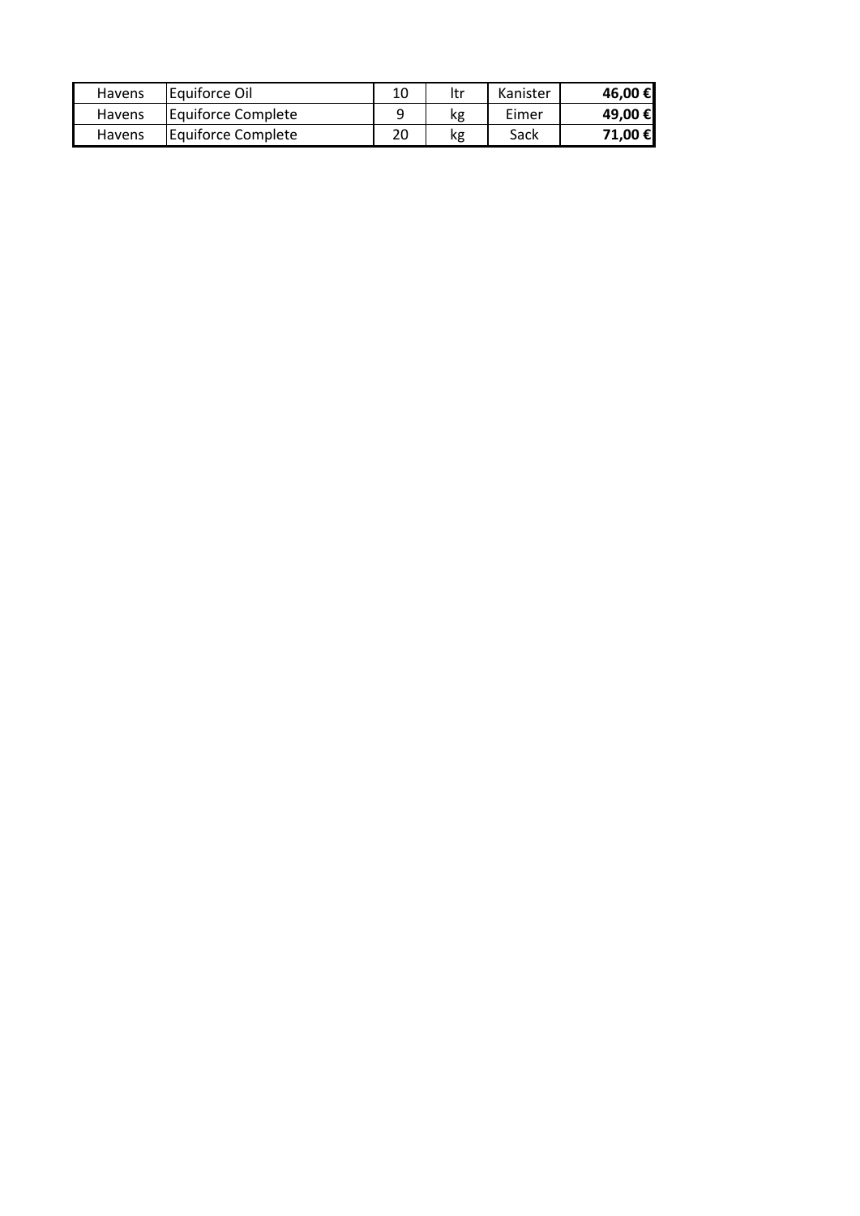| | | | | | |
|---|---|---|---|---|---|
| Havens | Equiforce Oil | 10 | ltr | Kanister | **46,00 €** |
| Havens | Equiforce Complete | 9 | kg | Eimer | **49,00 €** |
| Havens | Equiforce Complete | 20 | kg | Sack | **71,00 €** |